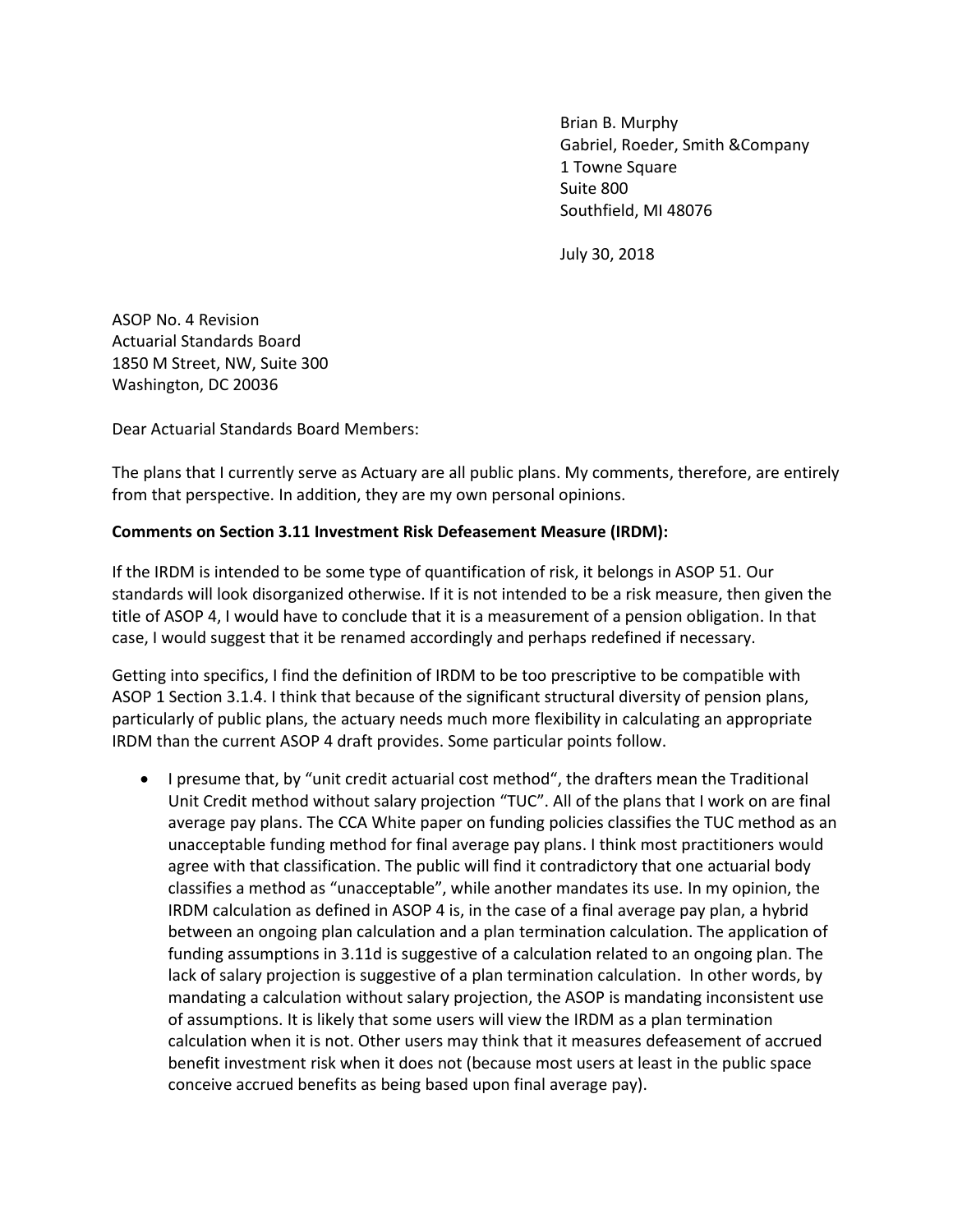Brian B. Murphy
Gabriel, Roeder, Smith &Company
1 Towne Square
Suite 800
Southfield, MI 48076

July 30, 2018

ASOP No. 4 Revision
Actuarial Standards Board
1850 M Street, NW, Suite 300
Washington, DC 20036

Dear Actuarial Standards Board Members:

The plans that I currently serve as Actuary are all public plans. My comments, therefore, are entirely from that perspective. In addition, they are my own personal opinions.

**Comments on Section 3.11 Investment Risk Defeasement Measure (IRDM):**

If the IRDM is intended to be some type of quantification of risk, it belongs in ASOP 51. Our standards will look disorganized otherwise. If it is not intended to be a risk measure, then given the title of ASOP 4, I would have to conclude that it is a measurement of a pension obligation. In that case, I would suggest that it be renamed accordingly and perhaps redefined if necessary.

Getting into specifics, I find the definition of IRDM to be too prescriptive to be compatible with ASOP 1 Section 3.1.4. I think that because of the significant structural diversity of pension plans, particularly of public plans, the actuary needs much more flexibility in calculating an appropriate IRDM than the current ASOP 4 draft provides. Some particular points follow.

- I presume that, by "unit credit actuarial cost method", the drafters mean the Traditional Unit Credit method without salary projection "TUC". All of the plans that I work on are final average pay plans. The CCA White paper on funding policies classifies the TUC method as an unacceptable funding method for final average pay plans. I think most practitioners would agree with that classification. The public will find it contradictory that one actuarial body classifies a method as "unacceptable", while another mandates its use. In my opinion, the IRDM calculation as defined in ASOP 4 is, in the case of a final average pay plan, a hybrid between an ongoing plan calculation and a plan termination calculation. The application of funding assumptions in 3.11d is suggestive of a calculation related to an ongoing plan. The lack of salary projection is suggestive of a plan termination calculation. In other words, by mandating a calculation without salary projection, the ASOP is mandating inconsistent use of assumptions. It is likely that some users will view the IRDM as a plan termination calculation when it is not. Other users may think that it measures defeasement of accrued benefit investment risk when it does not (because most users at least in the public space conceive accrued benefits as being based upon final average pay).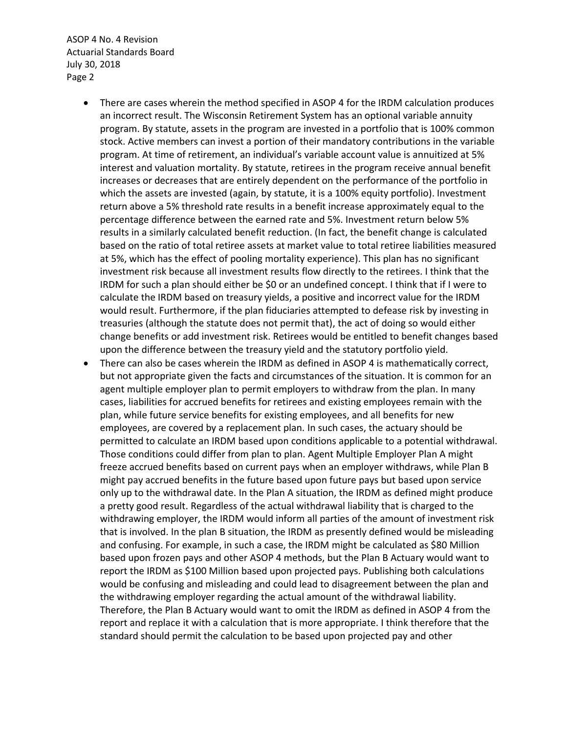- There are cases wherein the method specified in ASOP 4 for the IRDM calculation produces an incorrect result. The Wisconsin Retirement System has an optional variable annuity program. By statute, assets in the program are invested in a portfolio that is 100% common stock. Active members can invest a portion of their mandatory contributions in the variable program. At time of retirement, an individual's variable account value is annuitized at 5% interest and valuation mortality. By statute, retirees in the program receive annual benefit increases or decreases that are entirely dependent on the performance of the portfolio in which the assets are invested (again, by statute, it is a 100% equity portfolio). Investment return above a 5% threshold rate results in a benefit increase approximately equal to the percentage difference between the earned rate and 5%. Investment return below 5% results in a similarly calculated benefit reduction. (In fact, the benefit change is calculated based on the ratio of total retiree assets at market value to total retiree liabilities measured at 5%, which has the effect of pooling mortality experience). This plan has no significant investment risk because all investment results flow directly to the retirees. I think that the IRDM for such a plan should either be $0 or an undefined concept. I think that if I were to calculate the IRDM based on treasury yields, a positive and incorrect value for the IRDM would result. Furthermore, if the plan fiduciaries attempted to defease risk by investing in treasuries (although the statute does not permit that), the act of doing so would either change benefits or add investment risk. Retirees would be entitled to benefit changes based upon the difference between the treasury yield and the statutory portfolio yield.
- There can also be cases wherein the IRDM as defined in ASOP 4 is mathematically correct, but not appropriate given the facts and circumstances of the situation. It is common for an agent multiple employer plan to permit employers to withdraw from the plan. In many cases, liabilities for accrued benefits for retirees and existing employees remain with the plan, while future service benefits for existing employees, and all benefits for new employees, are covered by a replacement plan. In such cases, the actuary should be permitted to calculate an IRDM based upon conditions applicable to a potential withdrawal. Those conditions could differ from plan to plan. Agent Multiple Employer Plan A might freeze accrued benefits based on current pays when an employer withdraws, while Plan B might pay accrued benefits in the future based upon future pays but based upon service only up to the withdrawal date. In the Plan A situation, the IRDM as defined might produce a pretty good result. Regardless of the actual withdrawal liability that is charged to the withdrawing employer, the IRDM would inform all parties of the amount of investment risk that is involved. In the plan B situation, the IRDM as presently defined would be misleading and confusing. For example, in such a case, the IRDM might be calculated as $80 Million based upon frozen pays and other ASOP 4 methods, but the Plan B Actuary would want to report the IRDM as $100 Million based upon projected pays. Publishing both calculations would be confusing and misleading and could lead to disagreement between the plan and the withdrawing employer regarding the actual amount of the withdrawal liability. Therefore, the Plan B Actuary would want to omit the IRDM as defined in ASOP 4 from the report and replace it with a calculation that is more appropriate. I think therefore that the standard should permit the calculation to be based upon projected pay and other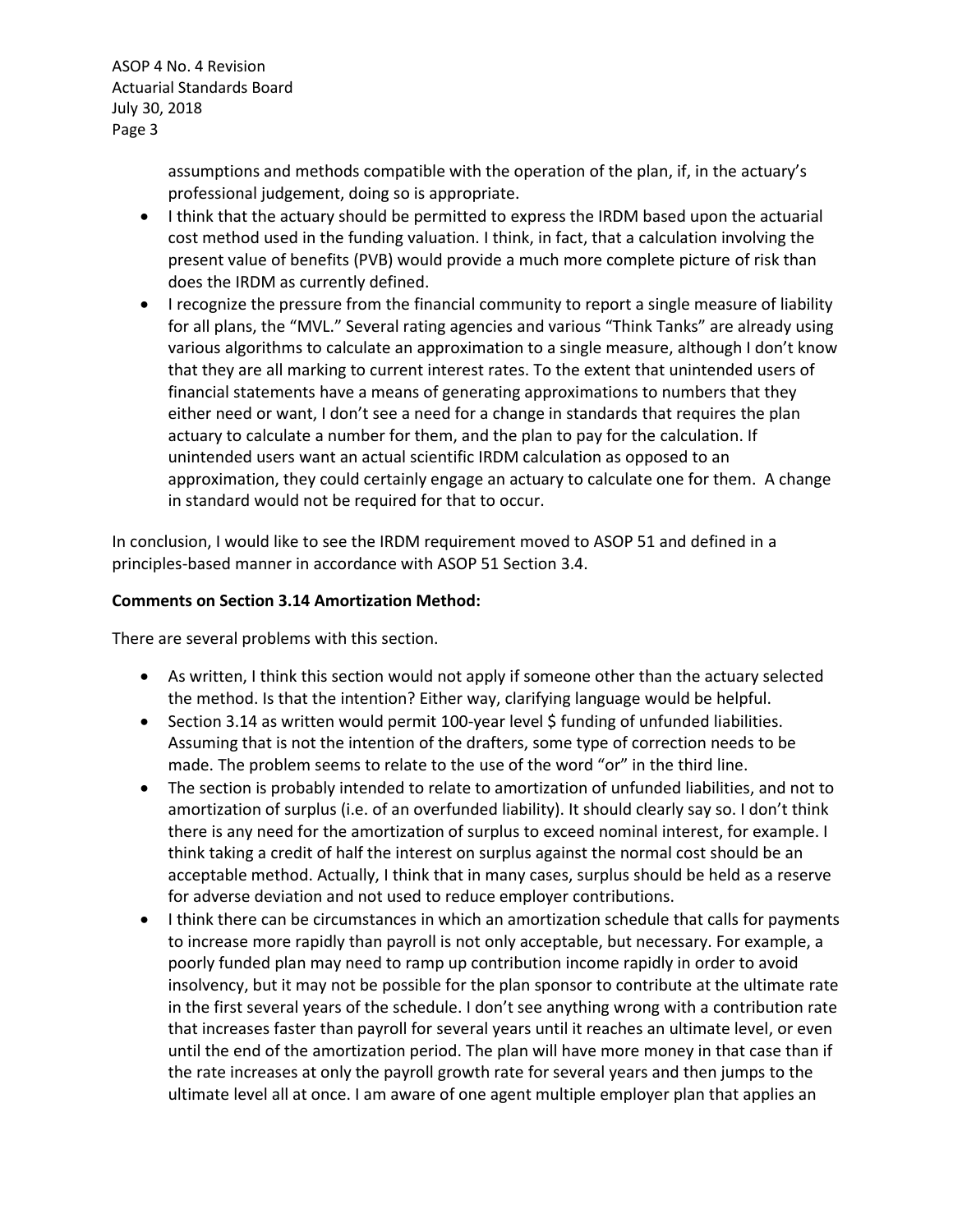assumptions and methods compatible with the operation of the plan, if, in the actuary's professional judgement, doing so is appropriate.

- I think that the actuary should be permitted to express the IRDM based upon the actuarial cost method used in the funding valuation. I think, in fact, that a calculation involving the present value of benefits (PVB) would provide a much more complete picture of risk than does the IRDM as currently defined.
- I recognize the pressure from the financial community to report a single measure of liability for all plans, the "MVL." Several rating agencies and various "Think Tanks" are already using various algorithms to calculate an approximation to a single measure, although I don't know that they are all marking to current interest rates. To the extent that unintended users of financial statements have a means of generating approximations to numbers that they either need or want, I don't see a need for a change in standards that requires the plan actuary to calculate a number for them, and the plan to pay for the calculation. If unintended users want an actual scientific IRDM calculation as opposed to an approximation, they could certainly engage an actuary to calculate one for them. A change in standard would not be required for that to occur.

In conclusion, I would like to see the IRDM requirement moved to ASOP 51 and defined in a principles-based manner in accordance with ASOP 51 Section 3.4.

**Comments on Section 3.14 Amortization Method:**

There are several problems with this section.

- As written, I think this section would not apply if someone other than the actuary selected the method. Is that the intention? Either way, clarifying language would be helpful.
- Section 3.14 as written would permit 100-year level $ funding of unfunded liabilities. Assuming that is not the intention of the drafters, some type of correction needs to be made. The problem seems to relate to the use of the word "or" in the third line.
- The section is probably intended to relate to amortization of unfunded liabilities, and not to amortization of surplus (i.e. of an overfunded liability). It should clearly say so. I don't think there is any need for the amortization of surplus to exceed nominal interest, for example. I think taking a credit of half the interest on surplus against the normal cost should be an acceptable method. Actually, I think that in many cases, surplus should be held as a reserve for adverse deviation and not used to reduce employer contributions.
- I think there can be circumstances in which an amortization schedule that calls for payments to increase more rapidly than payroll is not only acceptable, but necessary. For example, a poorly funded plan may need to ramp up contribution income rapidly in order to avoid insolvency, but it may not be possible for the plan sponsor to contribute at the ultimate rate in the first several years of the schedule. I don't see anything wrong with a contribution rate that increases faster than payroll for several years until it reaches an ultimate level, or even until the end of the amortization period. The plan will have more money in that case than if the rate increases at only the payroll growth rate for several years and then jumps to the ultimate level all at once. I am aware of one agent multiple employer plan that applies an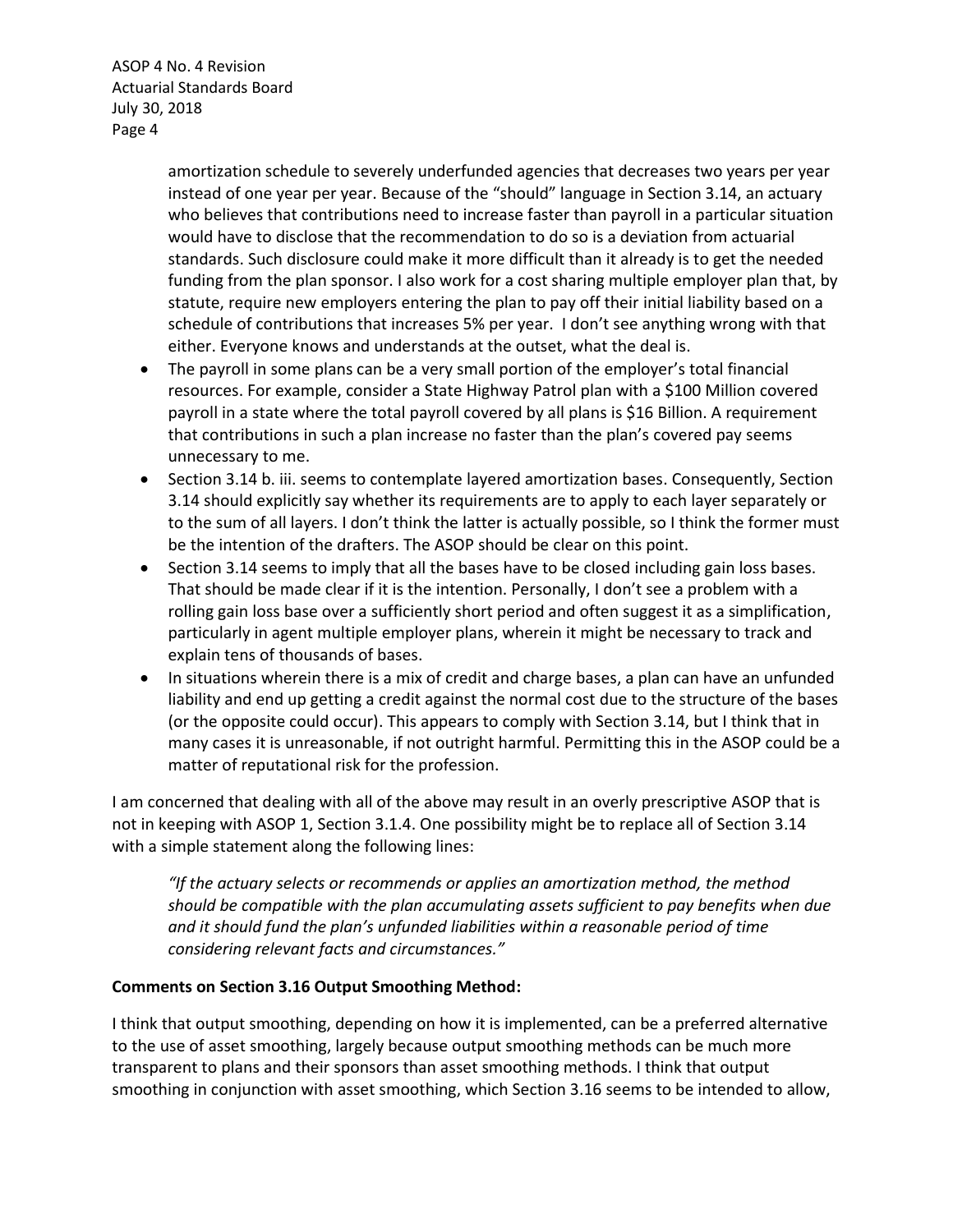amortization schedule to severely underfunded agencies that decreases two years per year instead of one year per year. Because of the "should" language in Section 3.14, an actuary who believes that contributions need to increase faster than payroll in a particular situation would have to disclose that the recommendation to do so is a deviation from actuarial standards. Such disclosure could make it more difficult than it already is to get the needed funding from the plan sponsor. I also work for a cost sharing multiple employer plan that, by statute, require new employers entering the plan to pay off their initial liability based on a schedule of contributions that increases 5% per year. I don't see anything wrong with that either. Everyone knows and understands at the outset, what the deal is.

- The payroll in some plans can be a very small portion of the employer's total financial resources. For example, consider a State Highway Patrol plan with a $100 Million covered payroll in a state where the total payroll covered by all plans is $16 Billion. A requirement that contributions in such a plan increase no faster than the plan's covered pay seems unnecessary to me.
- Section 3.14 b. iii. seems to contemplate layered amortization bases. Consequently, Section 3.14 should explicitly say whether its requirements are to apply to each layer separately or to the sum of all layers. I don't think the latter is actually possible, so I think the former must be the intention of the drafters. The ASOP should be clear on this point.
- Section 3.14 seems to imply that all the bases have to be closed including gain loss bases. That should be made clear if it is the intention. Personally, I don't see a problem with a rolling gain loss base over a sufficiently short period and often suggest it as a simplification, particularly in agent multiple employer plans, wherein it might be necessary to track and explain tens of thousands of bases.
- In situations wherein there is a mix of credit and charge bases, a plan can have an unfunded liability and end up getting a credit against the normal cost due to the structure of the bases (or the opposite could occur). This appears to comply with Section 3.14, but I think that in many cases it is unreasonable, if not outright harmful. Permitting this in the ASOP could be a matter of reputational risk for the profession.

I am concerned that dealing with all of the above may result in an overly prescriptive ASOP that is not in keeping with ASOP 1, Section 3.1.4. One possibility might be to replace all of Section 3.14 with a simple statement along the following lines:

> *"If the actuary selects or recommends or applies an amortization method, the method should be compatible with the plan accumulating assets sufficient to pay benefits when due and it should fund the plan's unfunded liabilities within a reasonable period of time considering relevant facts and circumstances."*

**Comments on Section 3.16 Output Smoothing Method:**

I think that output smoothing, depending on how it is implemented, can be a preferred alternative to the use of asset smoothing, largely because output smoothing methods can be much more transparent to plans and their sponsors than asset smoothing methods. I think that output smoothing in conjunction with asset smoothing, which Section 3.16 seems to be intended to allow,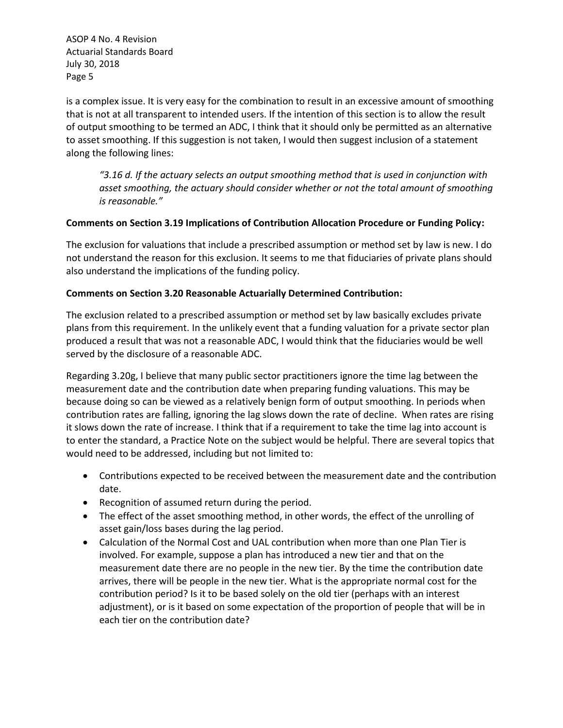is a complex issue. It is very easy for the combination to result in an excessive amount of smoothing that is not at all transparent to intended users. If the intention of this section is to allow the result of output smoothing to be termed an ADC, I think that it should only be permitted as an alternative to asset smoothing. If this suggestion is not taken, I would then suggest inclusion of a statement along the following lines:

> *"3.16 d. If the actuary selects an output smoothing method that is used in conjunction with asset smoothing, the actuary should consider whether or not the total amount of smoothing is reasonable."*

**Comments on Section 3.19 Implications of Contribution Allocation Procedure or Funding Policy:**

The exclusion for valuations that include a prescribed assumption or method set by law is new. I do not understand the reason for this exclusion. It seems to me that fiduciaries of private plans should also understand the implications of the funding policy.

**Comments on Section 3.20 Reasonable Actuarially Determined Contribution:**

The exclusion related to a prescribed assumption or method set by law basically excludes private plans from this requirement. In the unlikely event that a funding valuation for a private sector plan produced a result that was not a reasonable ADC, I would think that the fiduciaries would be well served by the disclosure of a reasonable ADC.

Regarding 3.20g, I believe that many public sector practitioners ignore the time lag between the measurement date and the contribution date when preparing funding valuations. This may be because doing so can be viewed as a relatively benign form of output smoothing. In periods when contribution rates are falling, ignoring the lag slows down the rate of decline. When rates are rising it slows down the rate of increase. I think that if a requirement to take the time lag into account is to enter the standard, a Practice Note on the subject would be helpful. There are several topics that would need to be addressed, including but not limited to:

- Contributions expected to be received between the measurement date and the contribution date.
- Recognition of assumed return during the period.
- The effect of the asset smoothing method, in other words, the effect of the unrolling of asset gain/loss bases during the lag period.
- Calculation of the Normal Cost and UAL contribution when more than one Plan Tier is involved. For example, suppose a plan has introduced a new tier and that on the measurement date there are no people in the new tier. By the time the contribution date arrives, there will be people in the new tier. What is the appropriate normal cost for the contribution period? Is it to be based solely on the old tier (perhaps with an interest adjustment), or is it based on some expectation of the proportion of people that will be in each tier on the contribution date?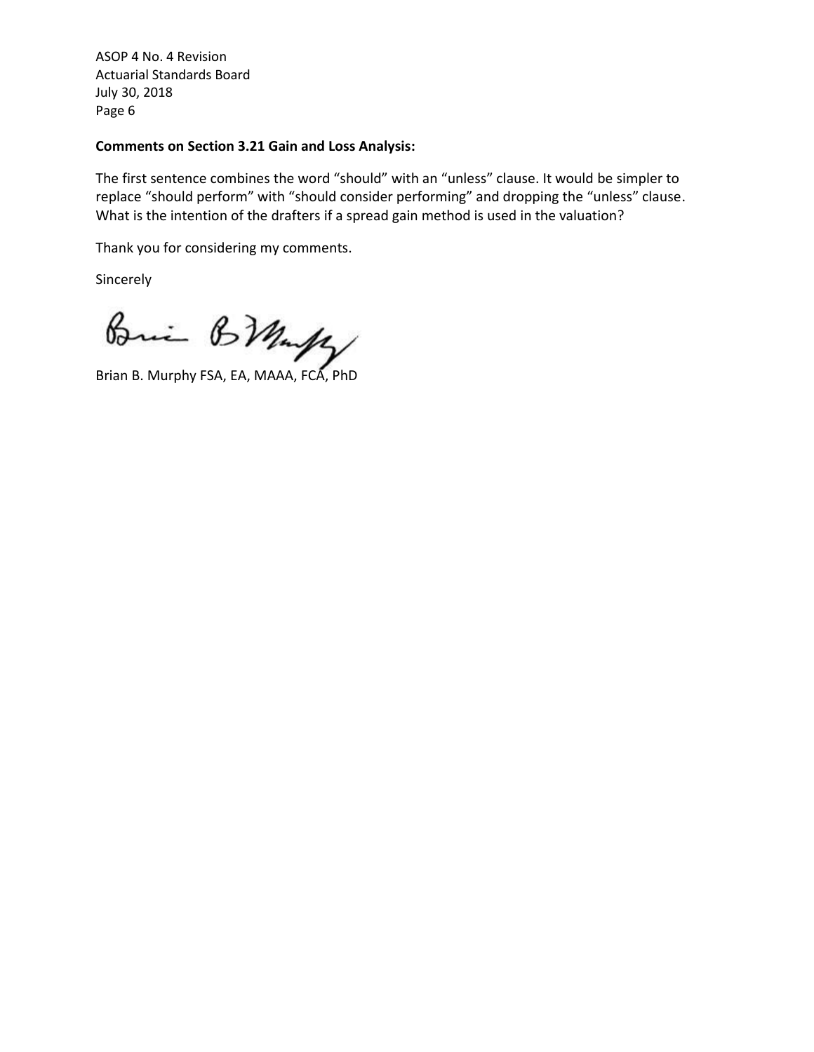**Comments on Section 3.21 Gain and Loss Analysis:**

The first sentence combines the word "should" with an "unless" clause. It would be simpler to replace "should perform" with "should consider performing" and dropping the "unless" clause. What is the intention of the drafters if a spread gain method is used in the valuation?

Thank you for considering my comments.

Sincerely

Brian B. Murphy FSA, EA, MAAA, FCA, PhD